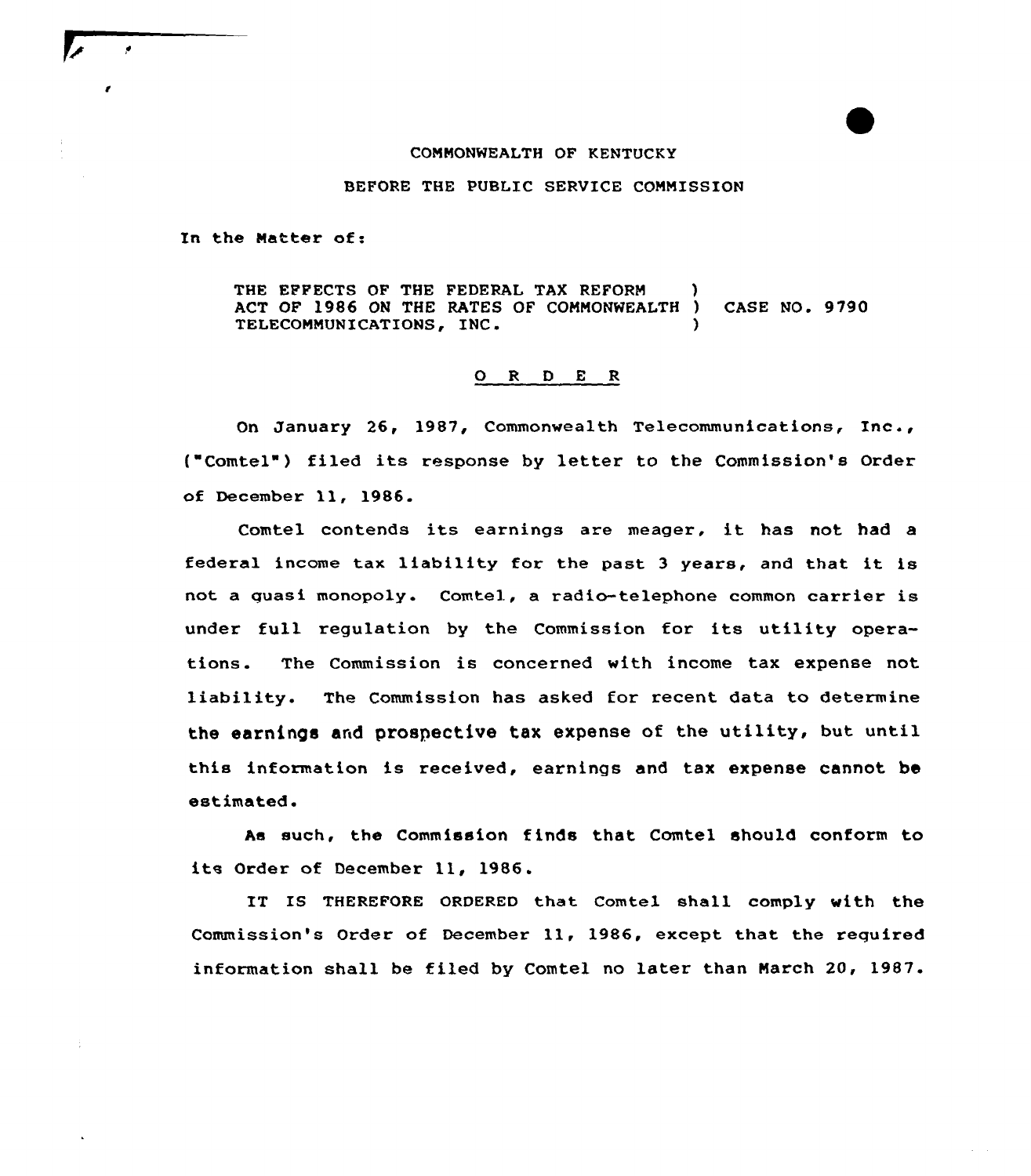COMMONWEALTH OF KENTUCKY

BEFORE THE PUBLIC SERVICE COMMISSION

In the Matter of:

THE EFFECTS OF THE FEDERAL TAX REFORM ACT OF 1986 ON THE RATES OF COMMONWEALTH TELECOMMUNICATIONS, INC. ) CASE NO. 9790

O R D E R

On January 26, 1987, Commonwealth Telecommunications, Inc., ("Comtel") filed its response by letter to the Commission's Order of December 11, 1986.

Comtel contends its earnings are meager, it has not had a federal income tax liability for the past 3 years, and that it is not a quasi monopoly. Comtel, a radio-telephone common carrier is under full regulation by the Commission for its utility operations. The Commission is concerned with income tax expense not liability. The Commission has asked for recent data to determine the earnings and prospective tax expense of the utility, but until this information is received, earnings and tax expense cannot be estimated.

As such, the Commission finds that Comtel should conform to its Order of December 11, 1986.

IT IS THEREFORE ORDERED that Comtel shall comply with the Commission's Order of December 11, 1986, except that the required information shall be filed by Comtel no later than March 20, 1987.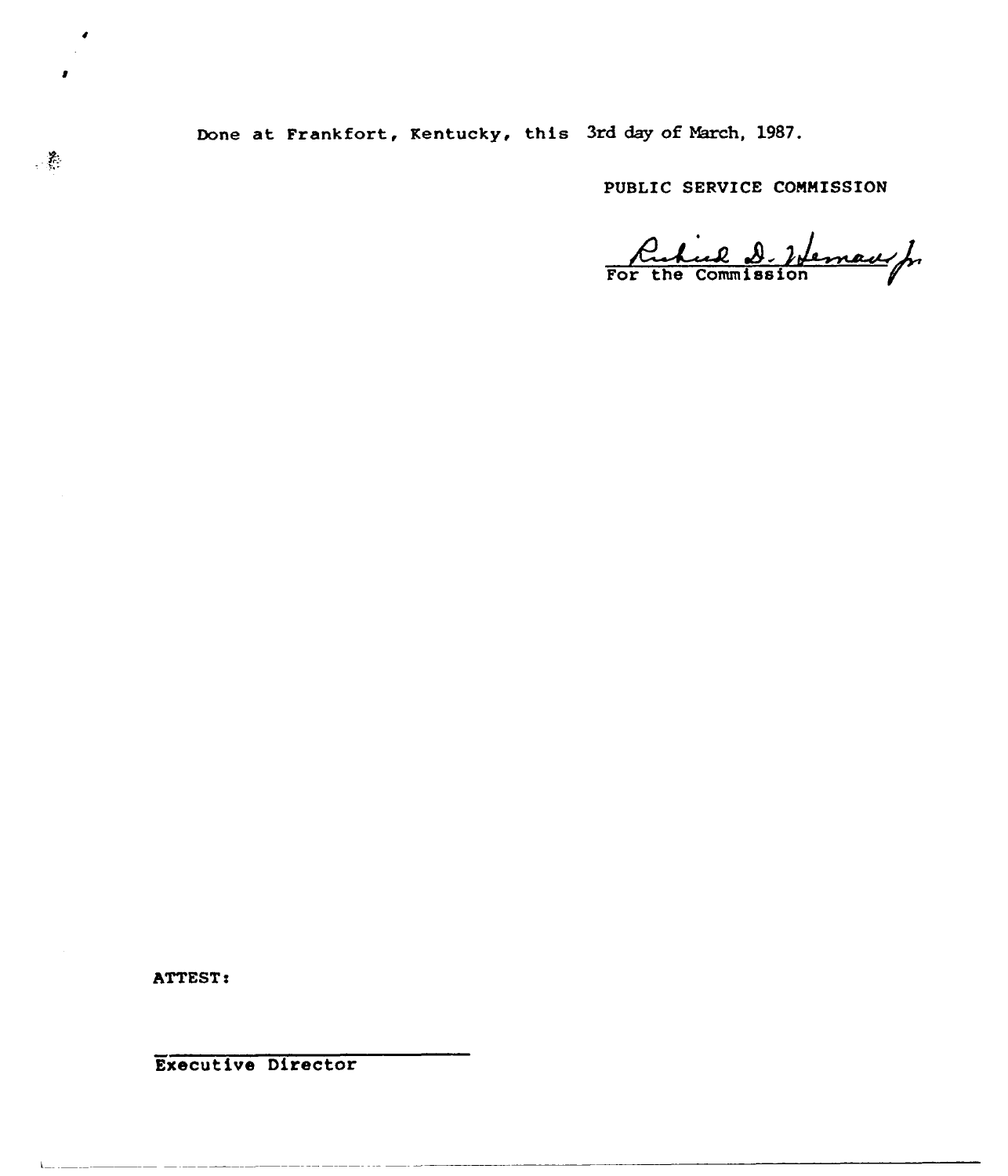Done at Frankfort, Kentucky, this 3rd day of March, 1987.

PUBLIC SERVICE COMMISSION

Richard D. Heman Jr.
For the Commission

ATTEST:

Executive Director